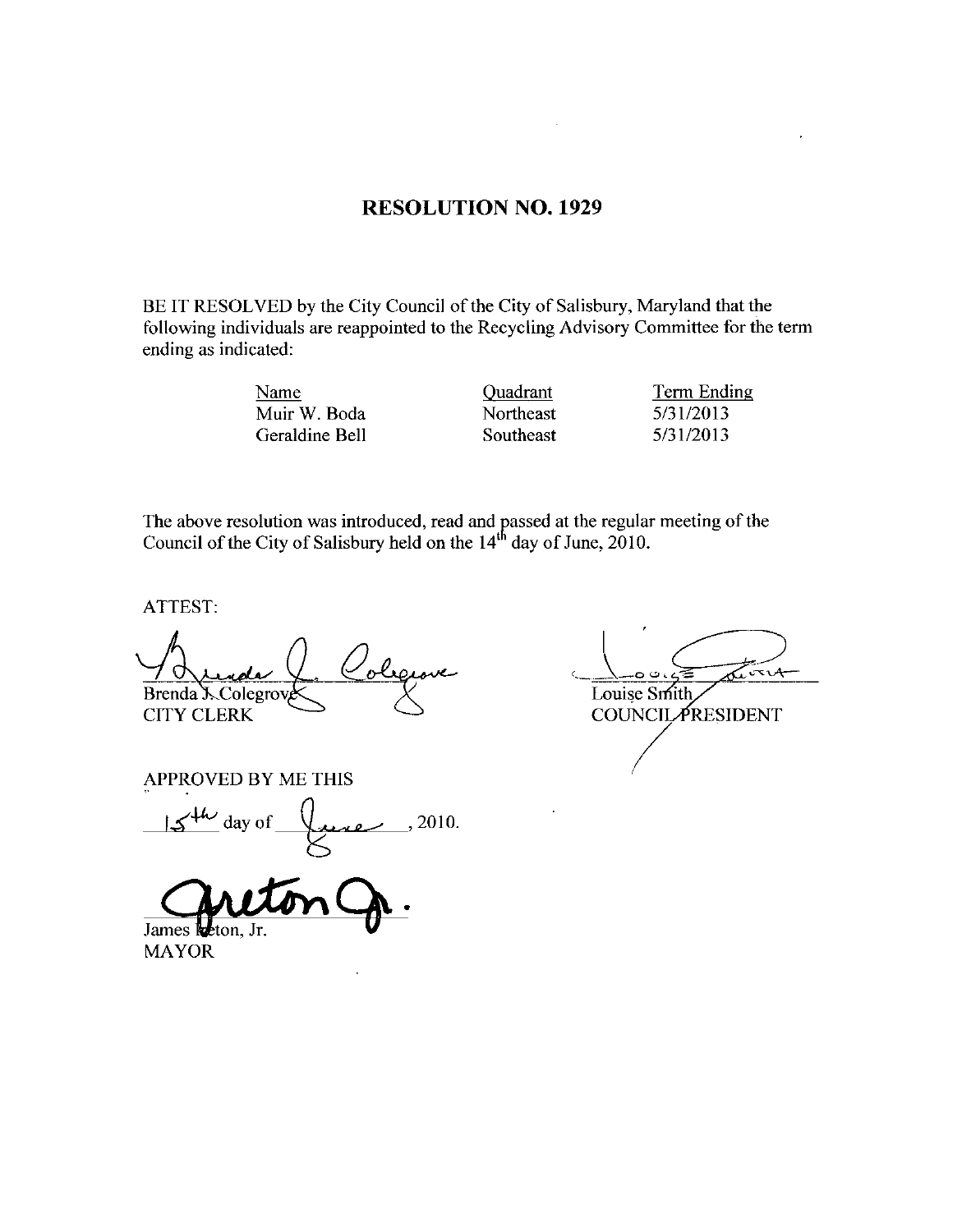# RESOLUTION NO. 1929

BE IT RESOLVED by the City Council of the City of Salisbury, Maryland that the following individuals are reappointed to the Recycling Advisory Committee for the term ending as indicated:

| Name | Quadrant | Term Ending |
|---|---|---|
| Muir W. Boda | Northeast | 5/31/2013 |
| Geraldine Bell | Southeast | 5/31/2013 |

The above resolution was introduced, read and passed at the regular meeting of the Council of the City of Salisbury held on the 14th day of June, 2010.

ATTEST:

Brenda J. Colegrove
CITY CLERK

Louise Smith
COUNCIL PRESIDENT

APPROVED BY ME THIS

15th day of June, 2010.

James Ireton, Jr.
MAYOR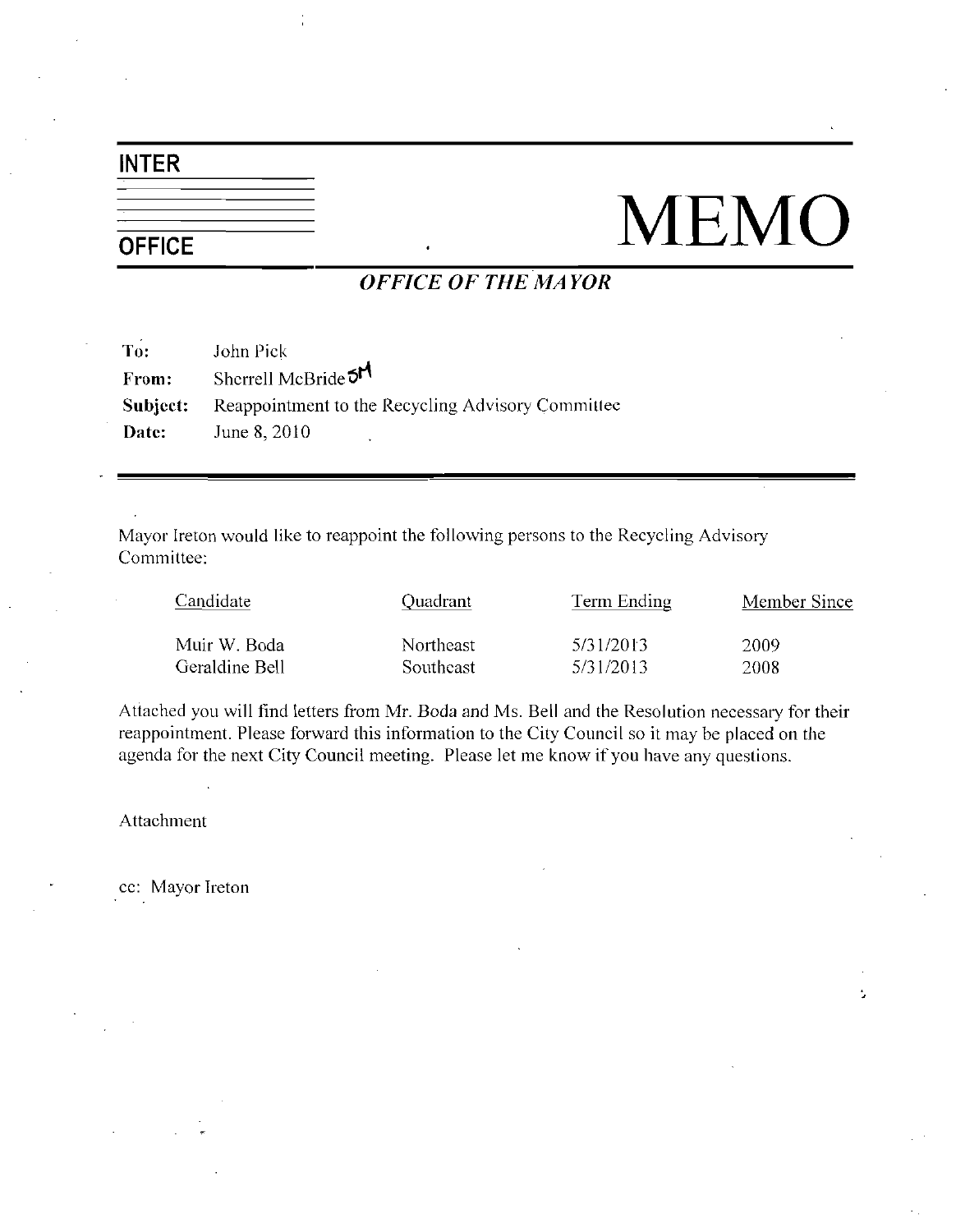**INTER OFFICE**

# MEMO

***OFFICE OF THE MAYOR***

**To:** John Pick
**From:** Sherrell McBride SM
**Subject:** Reappointment to the Recycling Advisory Committee
**Date:** June 8, 2010

---

Mayor Ireton would like to reappoint the following persons to the Recycling Advisory Committee:

| Candidate | Quadrant | Term Ending | Member Since |
| --- | --- | --- | --- |
| Muir W. Boda | Northeast | 5/31/2013 | 2009 |
| Geraldine Bell | Southeast | 5/31/2013 | 2008 |

Attached you will find letters from Mr. Boda and Ms. Bell and the Resolution necessary for their reappointment. Please forward this information to the City Council so it may be placed on the agenda for the next City Council meeting. Please let me know if you have any questions.

Attachment

cc: Mayor Ireton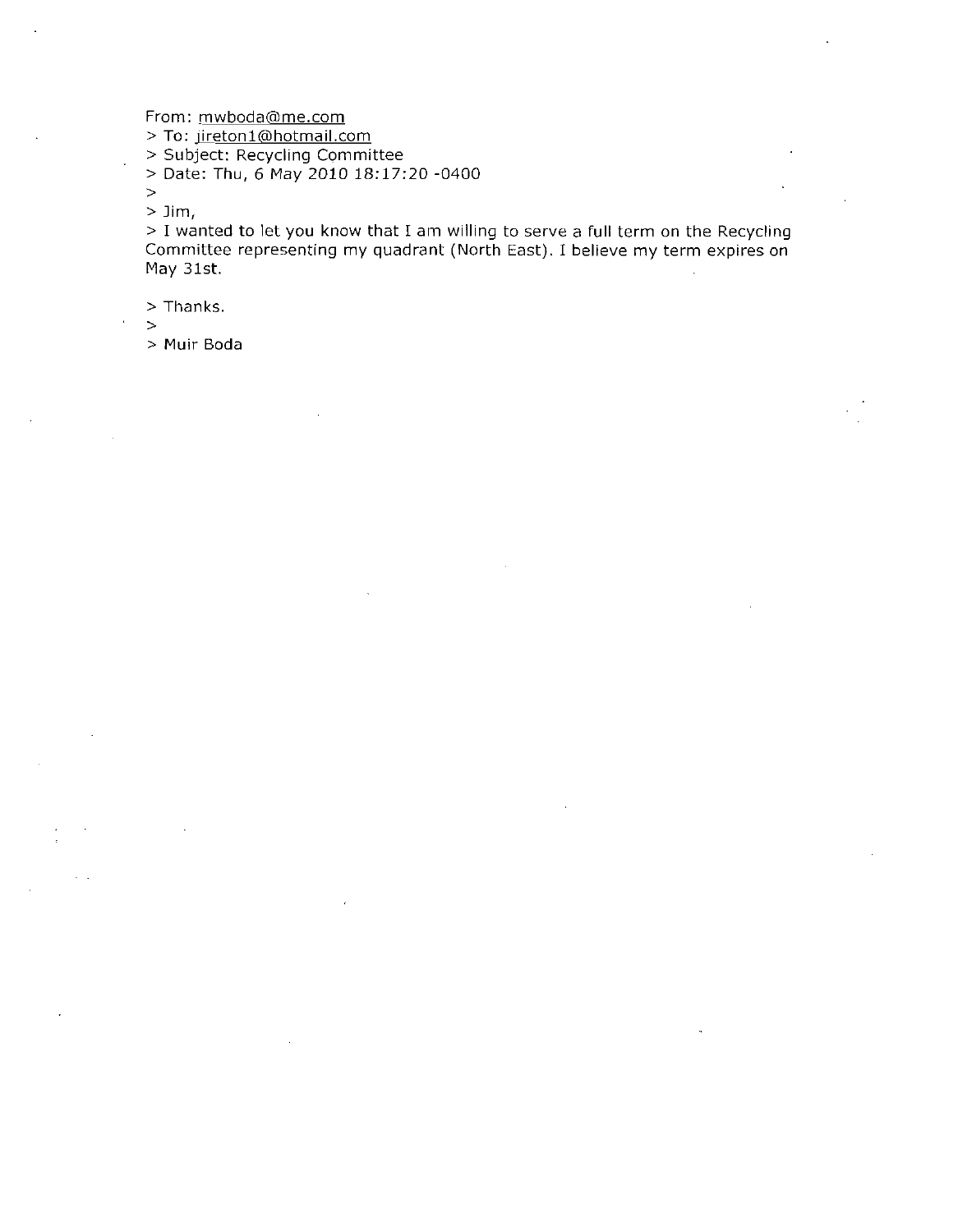From: mwboda@me.com
> To: jireton1@hotmail.com
> Subject: Recycling Committee
> Date: Thu, 6 May 2010 18:17:20 -0400
>
> Jim,
> I wanted to let you know that I am willing to serve a full term on the Recycling Committee representing my quadrant (North East). I believe my term expires on May 31st.

> Thanks.
>
> Muir Boda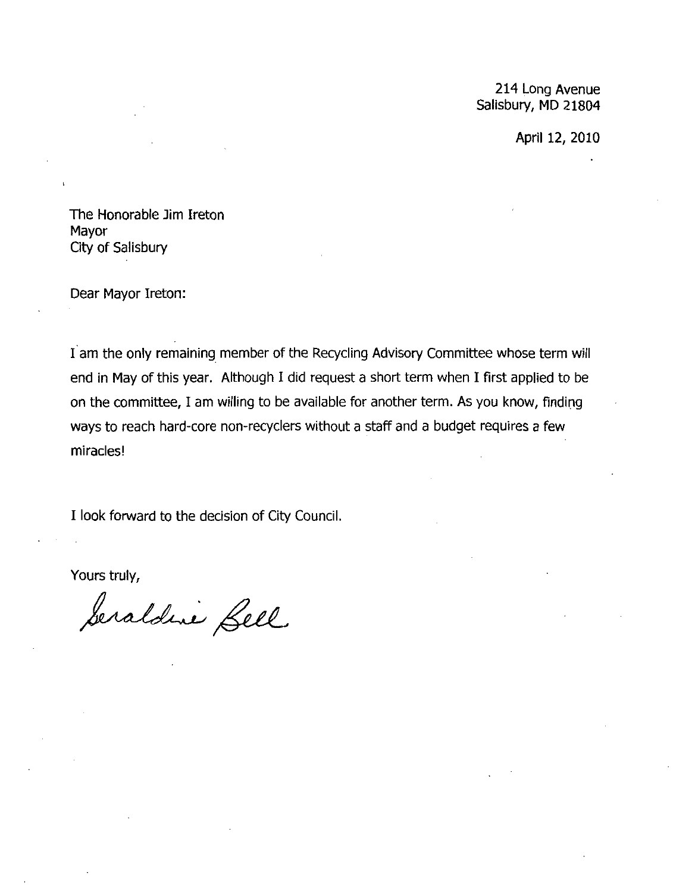214 Long Avenue
Salisbury, MD 21804

April 12, 2010

The Honorable Jim Ireton
Mayor
City of Salisbury

Dear Mayor Ireton:

I am the only remaining member of the Recycling Advisory Committee whose term will end in May of this year. Although I did request a short term when I first applied to be on the committee, I am willing to be available for another term. As you know, finding ways to reach hard-core non-recyclers without a staff and a budget requires a few miracles!

I look forward to the decision of City Council.

Yours truly,

Geraldine Bell